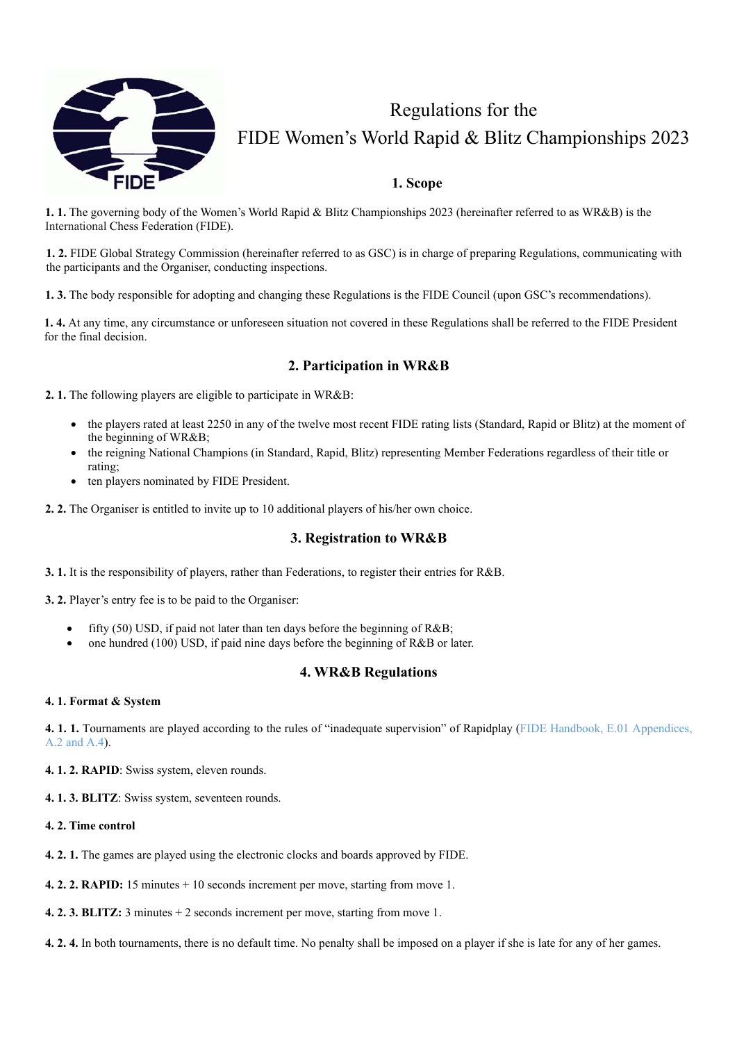# Regulations for the FIDE Women's World Rapid & Blitz Championships 2023

## 1. Scope

**1. 1.** The governing body of the Women's World Rapid & Blitz Championships 2023 (hereinafter referred to as WR&B) is the International Chess Federation (FIDE).

**1. 2.** FIDE Global Strategy Commission (hereinafter referred to as GSC) is in charge of preparing Regulations, communicating with the participants and the Organiser, conducting inspections.

**1. 3.** The body responsible for adopting and changing these Regulations is the FIDE Council (upon GSC's recommendations).

**1. 4.** At any time, any circumstance or unforeseen situation not covered in these Regulations shall be referred to the FIDE President for the final decision.

## 2. Participation in WR&B

**2. 1.** The following players are eligible to participate in WR&B:

- the players rated at least 2250 in any of the twelve most recent FIDE rating lists (Standard, Rapid or Blitz) at the moment of the beginning of WR&B;
- the reigning National Champions (in Standard, Rapid, Blitz) representing Member Federations regardless of their title or rating;
- ten players nominated by FIDE President.

**2. 2.** The Organiser is entitled to invite up to 10 additional players of his/her own choice.

## 3. Registration to WR&B

**3. 1.** It is the responsibility of players, rather than Federations, to register their entries for R&B.

**3. 2.** Player's entry fee is to be paid to the Organiser:

- fifty (50) USD, if paid not later than ten days before the beginning of R&B;
- one hundred (100) USD, if paid nine days before the beginning of R&B or later.

## 4. WR&B Regulations

**4. 1. Format & System**

**4. 1. 1.** Tournaments are played according to the rules of "inadequate supervision" of Rapidplay (FIDE Handbook, E.01 Appendices, A.2 and A.4).

**4. 1. 2. RAPID**: Swiss system, eleven rounds.

**4. 1. 3. BLITZ**: Swiss system, seventeen rounds.

**4. 2. Time control**

**4. 2. 1.** The games are played using the electronic clocks and boards approved by FIDE.

**4. 2. 2. RAPID:** 15 minutes + 10 seconds increment per move, starting from move 1.

**4. 2. 3. BLITZ:** 3 minutes + 2 seconds increment per move, starting from move 1.

**4. 2. 4.** In both tournaments, there is no default time. No penalty shall be imposed on a player if she is late for any of her games.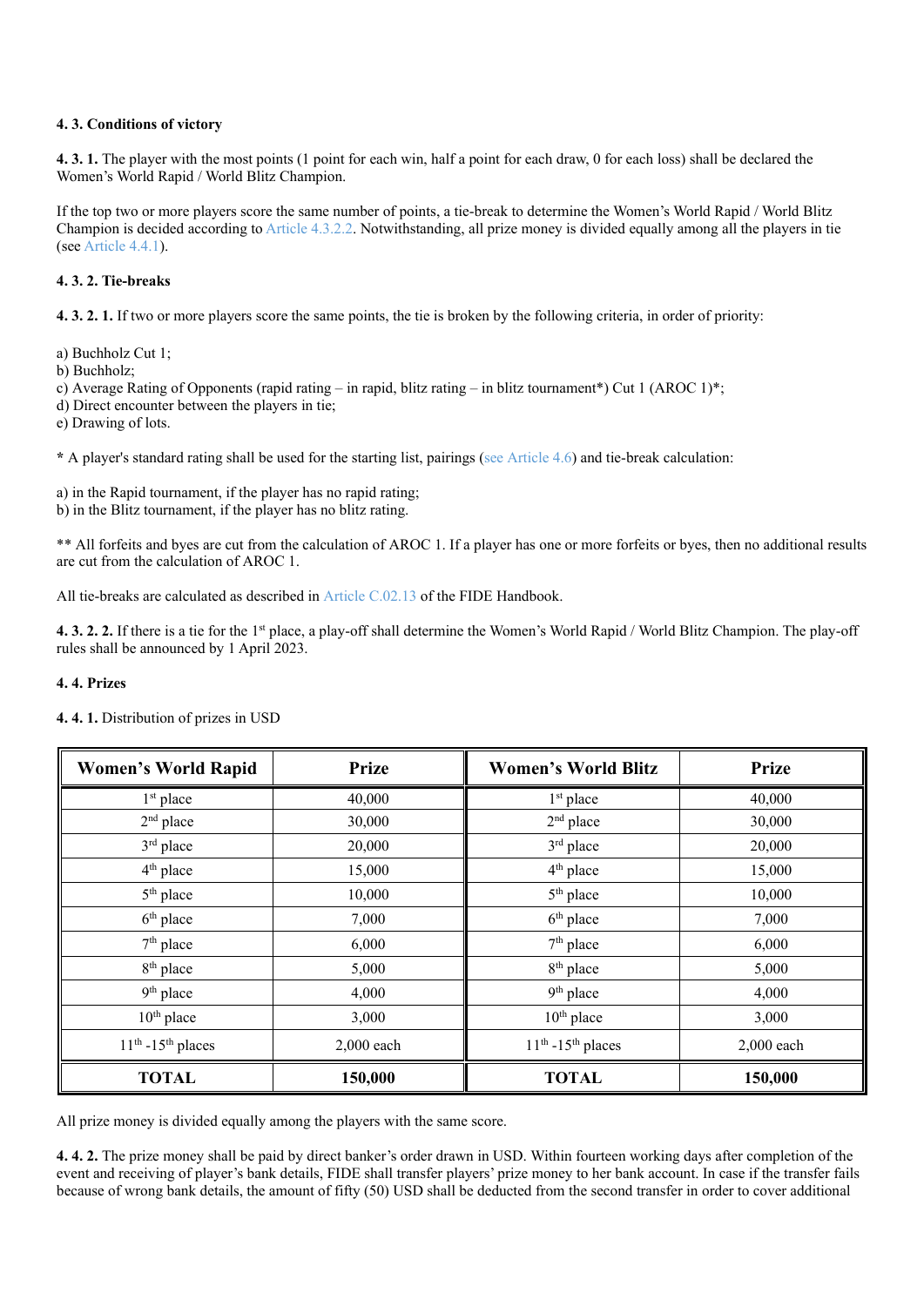**4. 3. Conditions of victory**

**4. 3. 1.** The player with the most points (1 point for each win, half a point for each draw, 0 for each loss) shall be declared the Women's World Rapid / World Blitz Champion.

If the top two or more players score the same number of points, a tie-break to determine the Women's World Rapid / World Blitz Champion is decided according to Article 4.3.2.2. Notwithstanding, all prize money is divided equally among all the players in tie (see Article 4.4.1).

**4. 3. 2. Tie-breaks**

**4. 3. 2. 1.** If two or more players score the same points, the tie is broken by the following criteria, in order of priority:

a) Buchholz Cut 1;
b) Buchholz;
c) Average Rating of Opponents (rapid rating – in rapid, blitz rating – in blitz tournament*) Cut 1 (AROC 1)*;
d) Direct encounter between the players in tie;
e) Drawing of lots.

* A player's standard rating shall be used for the starting list, pairings (see Article 4.6) and tie-break calculation:

a) in the Rapid tournament, if the player has no rapid rating;
b) in the Blitz tournament, if the player has no blitz rating.

** All forfeits and byes are cut from the calculation of AROC 1. If a player has one or more forfeits or byes, then no additional results are cut from the calculation of AROC 1.

All tie-breaks are calculated as described in Article C.02.13 of the FIDE Handbook.

**4. 3. 2. 2.** If there is a tie for the 1st place, a play-off shall determine the Women's World Rapid / World Blitz Champion. The play-off rules shall be announced by 1 April 2023.

**4. 4. Prizes**

**4. 4. 1.** Distribution of prizes in USD

| Women's World Rapid | Prize | Women's World Blitz | Prize |
|---|---|---|---|
| 1st place | 40,000 | 1st place | 40,000 |
| 2nd place | 30,000 | 2nd place | 30,000 |
| 3rd place | 20,000 | 3rd place | 20,000 |
| 4th place | 15,000 | 4th place | 15,000 |
| 5th place | 10,000 | 5th place | 10,000 |
| 6th place | 7,000 | 6th place | 7,000 |
| 7th place | 6,000 | 7th place | 6,000 |
| 8th place | 5,000 | 8th place | 5,000 |
| 9th place | 4,000 | 9th place | 4,000 |
| 10th place | 3,000 | 10th place | 3,000 |
| 11th -15th places | 2,000 each | 11th -15th places | 2,000 each |
| **TOTAL** | **150,000** | **TOTAL** | **150,000** |

All prize money is divided equally among the players with the same score.

**4. 4. 2.** The prize money shall be paid by direct banker's order drawn in USD. Within fourteen working days after completion of the event and receiving of player's bank details, FIDE shall transfer players' prize money to her bank account. In case if the transfer fails because of wrong bank details, the amount of fifty (50) USD shall be deducted from the second transfer in order to cover additional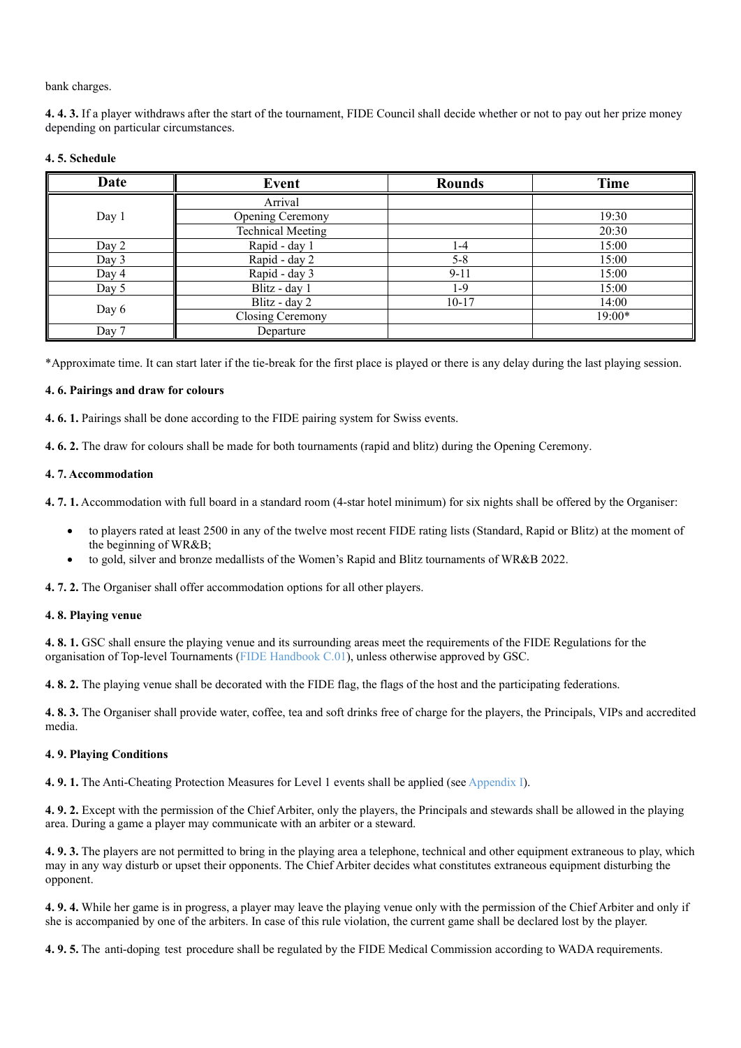bank charges.

**4. 4. 3.** If a player withdraws after the start of the tournament, FIDE Council shall decide whether or not to pay out her prize money depending on particular circumstances.

**4. 5. Schedule**

| Date | Event | Rounds | Time |
|---|---|---|---|
| Day 1 | Arrival | | |
| | Opening Ceremony | | 19:30 |
| | Technical Meeting | | 20:30 |
| Day 2 | Rapid - day 1 | 1-4 | 15:00 |
| Day 3 | Rapid - day 2 | 5-8 | 15:00 |
| Day 4 | Rapid - day 3 | 9-11 | 15:00 |
| Day 5 | Blitz - day 1 | 1-9 | 15:00 |
| Day 6 | Blitz - day 2 | 10-17 | 14:00 |
| | Closing Ceremony | | 19:00* |
| Day 7 | Departure | | |

*Approximate time. It can start later if the tie-break for the first place is played or there is any delay during the last playing session.

**4. 6. Pairings and draw for colours**

**4. 6. 1.** Pairings shall be done according to the FIDE pairing system for Swiss events.

**4. 6. 2.** The draw for colours shall be made for both tournaments (rapid and blitz) during the Opening Ceremony.

**4. 7. Accommodation**

**4. 7. 1.** Accommodation with full board in a standard room (4-star hotel minimum) for six nights shall be offered by the Organiser:

- to players rated at least 2500 in any of the twelve most recent FIDE rating lists (Standard, Rapid or Blitz) at the moment of the beginning of WR&B;
- to gold, silver and bronze medallists of the Women's Rapid and Blitz tournaments of WR&B 2022.

**4. 7. 2.** The Organiser shall offer accommodation options for all other players.

**4. 8. Playing venue**

**4. 8. 1.** GSC shall ensure the playing venue and its surrounding areas meet the requirements of the FIDE Regulations for the organisation of Top-level Tournaments (FIDE Handbook C.01), unless otherwise approved by GSC.

**4. 8. 2.** The playing venue shall be decorated with the FIDE flag, the flags of the host and the participating federations.

**4. 8. 3.** The Organiser shall provide water, coffee, tea and soft drinks free of charge for the players, the Principals, VIPs and accredited media.

**4. 9. Playing Conditions**

**4. 9. 1.** The Anti-Cheating Protection Measures for Level 1 events shall be applied (see Appendix I).

**4. 9. 2.** Except with the permission of the Chief Arbiter, only the players, the Principals and stewards shall be allowed in the playing area. During a game a player may communicate with an arbiter or a steward.

**4. 9. 3.** The players are not permitted to bring in the playing area a telephone, technical and other equipment extraneous to play, which may in any way disturb or upset their opponents. The Chief Arbiter decides what constitutes extraneous equipment disturbing the opponent.

**4. 9. 4.** While her game is in progress, a player may leave the playing venue only with the permission of the Chief Arbiter and only if she is accompanied by one of the arbiters. In case of this rule violation, the current game shall be declared lost by the player.

**4. 9. 5.** The anti-doping test procedure shall be regulated by the FIDE Medical Commission according to WADA requirements.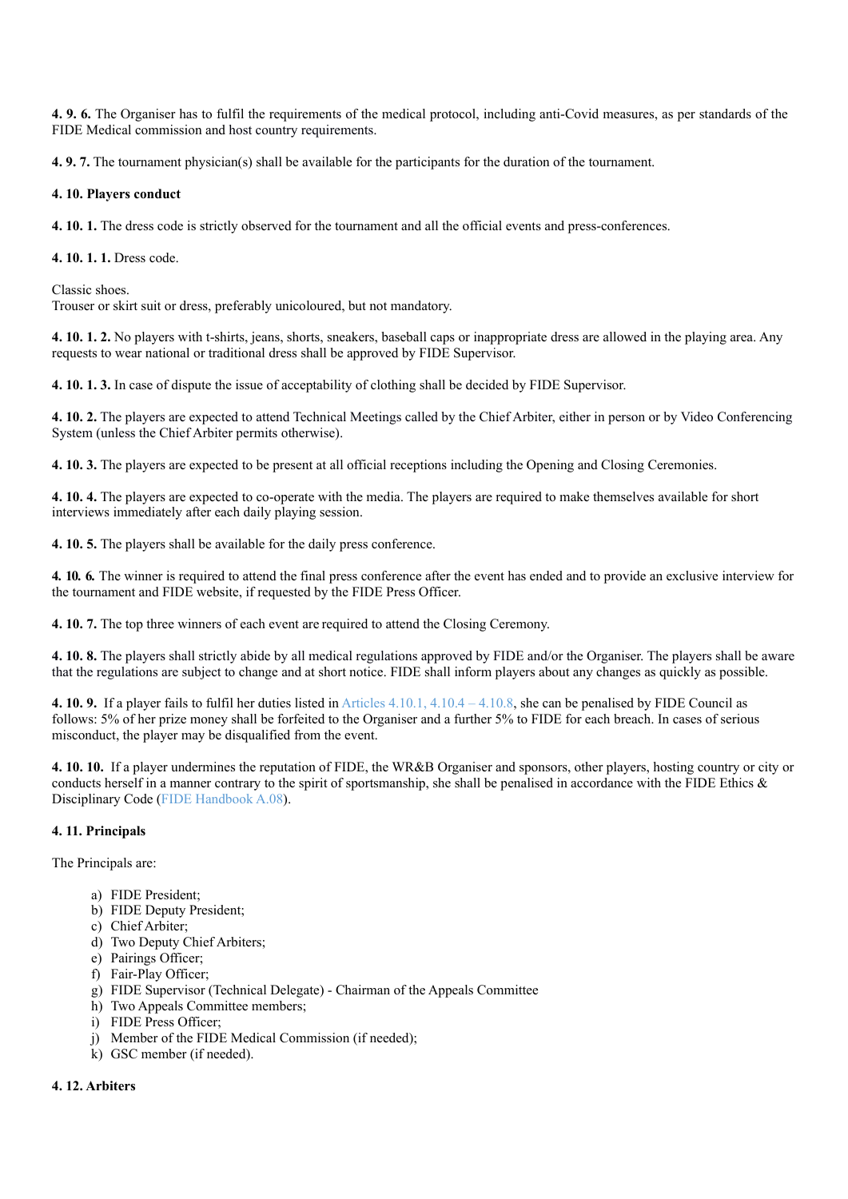**4. 9. 6.** The Organiser has to fulfil the requirements of the medical protocol, including anti-Covid measures, as per standards of the FIDE Medical commission and host country requirements.

**4. 9. 7.** The tournament physician(s) shall be available for the participants for the duration of the tournament.

**4. 10. Players conduct**

**4. 10. 1.** The dress code is strictly observed for the tournament and all the official events and press-conferences.

**4. 10. 1. 1.** Dress code.

Classic shoes.
Trouser or skirt suit or dress, preferably unicoloured, but not mandatory.

**4. 10. 1. 2.** No players with t-shirts, jeans, shorts, sneakers, baseball caps or inappropriate dress are allowed in the playing area. Any requests to wear national or traditional dress shall be approved by FIDE Supervisor.

**4. 10. 1. 3.** In case of dispute the issue of acceptability of clothing shall be decided by FIDE Supervisor.

**4. 10. 2.** The players are expected to attend Technical Meetings called by the Chief Arbiter, either in person or by Video Conferencing System (unless the Chief Arbiter permits otherwise).

**4. 10. 3.** The players are expected to be present at all official receptions including the Opening and Closing Ceremonies.

**4. 10. 4.** The players are expected to co-operate with the media. The players are required to make themselves available for short interviews immediately after each daily playing session.

**4. 10. 5.** The players shall be available for the daily press conference.

***4. 10. 6.*** The winner is required to attend the final press conference after the event has ended and to provide an exclusive interview for the tournament and FIDE website, if requested by the FIDE Press Officer.

**4. 10. 7.** The top three winners of each event are required to attend the Closing Ceremony.

**4. 10. 8.** The players shall strictly abide by all medical regulations approved by FIDE and/or the Organiser. The players shall be aware that the regulations are subject to change and at short notice. FIDE shall inform players about any changes as quickly as possible.

**4. 10. 9.** If a player fails to fulfil her duties listed in Articles 4.10.1, 4.10.4 – 4.10.8, she can be penalised by FIDE Council as follows: 5% of her prize money shall be forfeited to the Organiser and a further 5% to FIDE for each breach. In cases of serious misconduct, the player may be disqualified from the event.

**4. 10. 10.** If a player undermines the reputation of FIDE, the WR&B Organiser and sponsors, other players, hosting country or city or conducts herself in a manner contrary to the spirit of sportsmanship, she shall be penalised in accordance with the FIDE Ethics & Disciplinary Code (FIDE Handbook A.08).

**4. 11. Principals**

The Principals are:

a) FIDE President;
b) FIDE Deputy President;
c) Chief Arbiter;
d) Two Deputy Chief Arbiters;
e) Pairings Officer;
f) Fair-Play Officer;
g) FIDE Supervisor (Technical Delegate) - Chairman of the Appeals Committee
h) Two Appeals Committee members;
i) FIDE Press Officer;
j) Member of the FIDE Medical Commission (if needed);
k) GSC member (if needed).

**4. 12. Arbiters**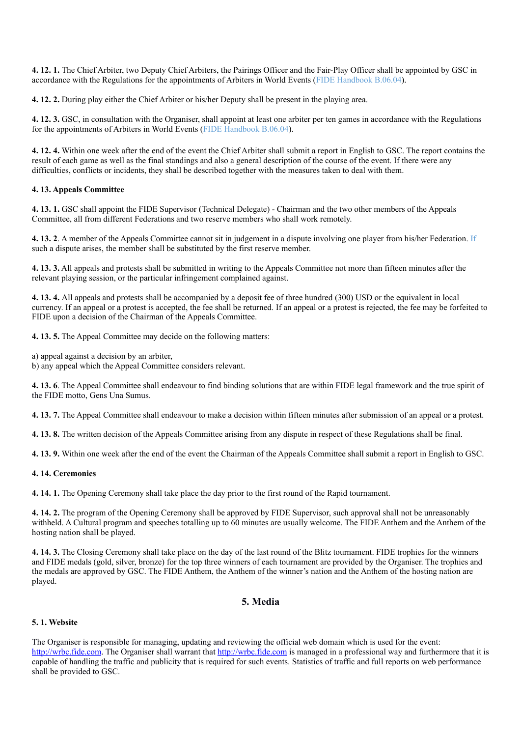**4. 12. 1.** The Chief Arbiter, two Deputy Chief Arbiters, the Pairings Officer and the Fair-Play Officer shall be appointed by GSC in accordance with the Regulations for the appointments of Arbiters in World Events (FIDE Handbook B.06.04).

**4. 12. 2.** During play either the Chief Arbiter or his/her Deputy shall be present in the playing area.

**4. 12. 3.** GSC, in consultation with the Organiser, shall appoint at least one arbiter per ten games in accordance with the Regulations for the appointments of Arbiters in World Events (FIDE Handbook B.06.04).

**4. 12. 4.** Within one week after the end of the event the Chief Arbiter shall submit a report in English to GSC. The report contains the result of each game as well as the final standings and also a general description of the course of the event. If there were any difficulties, conflicts or incidents, they shall be described together with the measures taken to deal with them.

#### 4. 13. Appeals Committee

**4. 13. 1.** GSC shall appoint the FIDE Supervisor (Technical Delegate) - Chairman and the two other members of the Appeals Committee, all from different Federations and two reserve members who shall work remotely.

**4. 13. 2**. A member of the Appeals Committee cannot sit in judgement in a dispute involving one player from his/her Federation. If such a dispute arises, the member shall be substituted by the first reserve member.

**4. 13. 3.** All appeals and protests shall be submitted in writing to the Appeals Committee not more than fifteen minutes after the relevant playing session, or the particular infringement complained against.

**4. 13. 4.** All appeals and protests shall be accompanied by a deposit fee of three hundred (300) USD or the equivalent in local currency. If an appeal or a protest is accepted, the fee shall be returned. If an appeal or a protest is rejected, the fee may be forfeited to FIDE upon a decision of the Chairman of the Appeals Committee.

**4. 13. 5.** The Appeal Committee may decide on the following matters:

a) appeal against a decision by an arbiter,
b) any appeal which the Appeal Committee considers relevant.

**4. 13. 6**. The Appeal Committee shall endeavour to find binding solutions that are within FIDE legal framework and the true spirit of the FIDE motto, Gens Una Sumus.

**4. 13. 7.** The Appeal Committee shall endeavour to make a decision within fifteen minutes after submission of an appeal or a protest.

**4. 13. 8.** The written decision of the Appeals Committee arising from any dispute in respect of these Regulations shall be final.

**4. 13. 9.** Within one week after the end of the event the Chairman of the Appeals Committee shall submit a report in English to GSC.

#### 4. 14. Ceremonies

**4. 14. 1.** The Opening Ceremony shall take place the day prior to the first round of the Rapid tournament.

**4. 14. 2.** The program of the Opening Ceremony shall be approved by FIDE Supervisor, such approval shall not be unreasonably withheld. A Cultural program and speeches totalling up to 60 minutes are usually welcome. The FIDE Anthem and the Anthem of the hosting nation shall be played.

**4. 14. 3.** The Closing Ceremony shall take place on the day of the last round of the Blitz tournament. FIDE trophies for the winners and FIDE medals (gold, silver, bronze) for the top three winners of each tournament are provided by the Organiser. The trophies and the medals are approved by GSC. The FIDE Anthem, the Anthem of the winner's nation and the Anthem of the hosting nation are played.

## 5. Media

#### 5. 1. Website

The Organiser is responsible for managing, updating and reviewing the official web domain which is used for the event: http://wrbc.fide.com. The Organiser shall warrant that http://wrbc.fide.com is managed in a professional way and furthermore that it is capable of handling the traffic and publicity that is required for such events. Statistics of traffic and full reports on web performance shall be provided to GSC.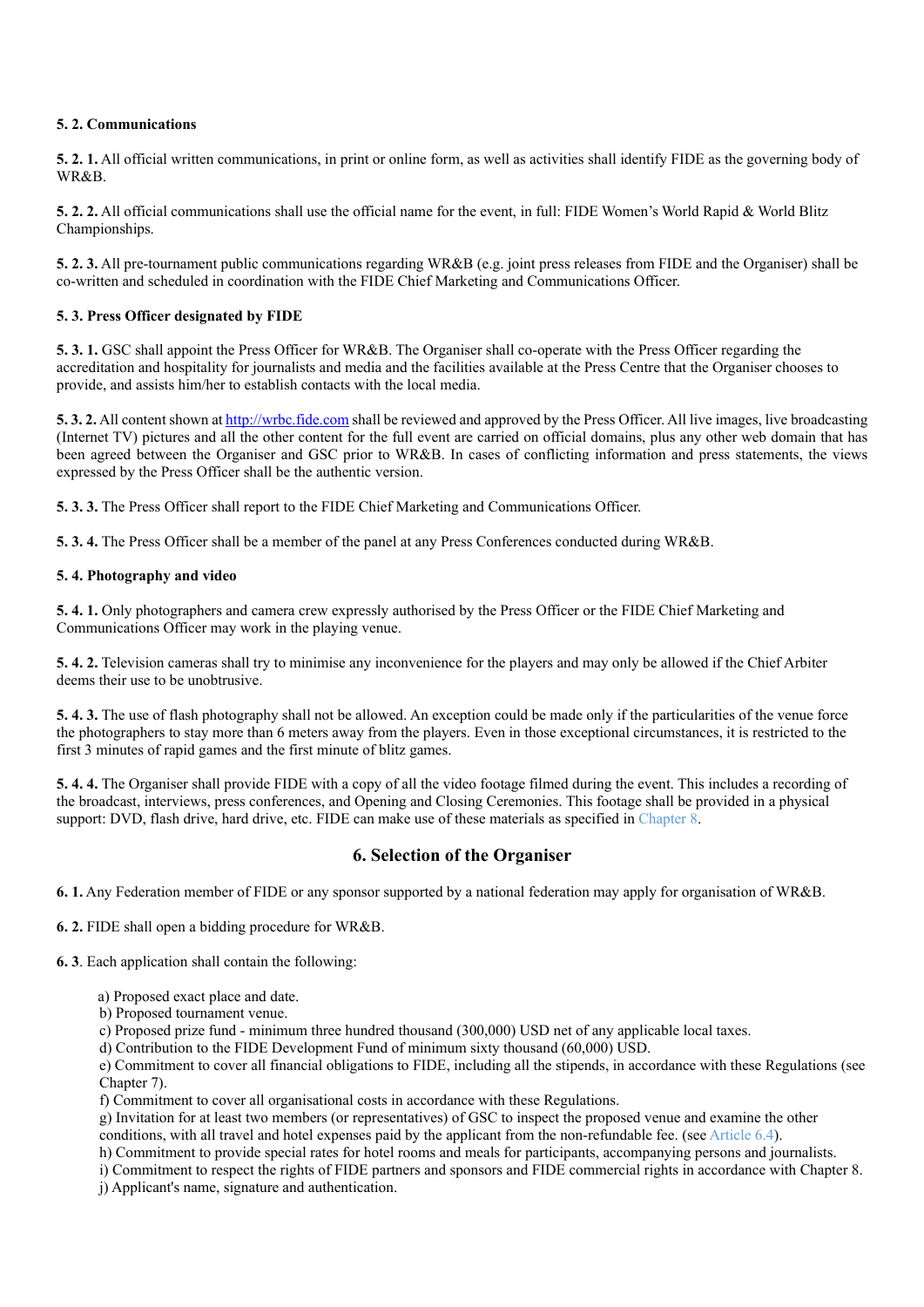**5. 2. Communications**

**5. 2. 1.** All official written communications, in print or online form, as well as activities shall identify FIDE as the governing body of WR&B.

**5. 2. 2.** All official communications shall use the official name for the event, in full: FIDE Women's World Rapid & World Blitz Championships.

**5. 2. 3.** All pre-tournament public communications regarding WR&B (e.g. joint press releases from FIDE and the Organiser) shall be co-written and scheduled in coordination with the FIDE Chief Marketing and Communications Officer.

**5. 3. Press Officer designated by FIDE**

**5. 3. 1.** GSC shall appoint the Press Officer for WR&B. The Organiser shall co-operate with the Press Officer regarding the accreditation and hospitality for journalists and media and the facilities available at the Press Centre that the Organiser chooses to provide, and assists him/her to establish contacts with the local media.

**5. 3. 2.** All content shown at [http://wrbc.fide.com](http://wrbc.fide.com) shall be reviewed and approved by the Press Officer. All live images, live broadcasting (Internet TV) pictures and all the other content for the full event are carried on official domains, plus any other web domain that has been agreed between the Organiser and GSC prior to WR&B. In cases of conflicting information and press statements, the views expressed by the Press Officer shall be the authentic version.

**5. 3. 3.** The Press Officer shall report to the FIDE Chief Marketing and Communications Officer.

**5. 3. 4.** The Press Officer shall be a member of the panel at any Press Conferences conducted during WR&B.

**5. 4. Photography and video**

**5. 4. 1.** Only photographers and camera crew expressly authorised by the Press Officer or the FIDE Chief Marketing and Communications Officer may work in the playing venue.

**5. 4. 2.** Television cameras shall try to minimise any inconvenience for the players and may only be allowed if the Chief Arbiter deems their use to be unobtrusive.

**5. 4. 3.** The use of flash photography shall not be allowed. An exception could be made only if the particularities of the venue force the photographers to stay more than 6 meters away from the players. Even in those exceptional circumstances, it is restricted to the first 3 minutes of rapid games and the first minute of blitz games.

**5. 4. 4.** The Organiser shall provide FIDE with a copy of all the video footage filmed during the event. This includes a recording of the broadcast, interviews, press conferences, and Opening and Closing Ceremonies. This footage shall be provided in a physical support: DVD, flash drive, hard drive, etc. FIDE can make use of these materials as specified in Chapter 8.

## 6. Selection of the Organiser

**6. 1.** Any Federation member of FIDE or any sponsor supported by a national federation may apply for organisation of WR&B.

**6. 2.** FIDE shall open a bidding procedure for WR&B.

**6. 3**. Each application shall contain the following:

a) Proposed exact place and date.
b) Proposed tournament venue.
c) Proposed prize fund - minimum three hundred thousand (300,000) USD net of any applicable local taxes.
d) Contribution to the FIDE Development Fund of minimum sixty thousand (60,000) USD.
e) Commitment to cover all financial obligations to FIDE, including all the stipends, in accordance with these Regulations (see Chapter 7).
f) Commitment to cover all organisational costs in accordance with these Regulations.
g) Invitation for at least two members (or representatives) of GSC to inspect the proposed venue and examine the other conditions, with all travel and hotel expenses paid by the applicant from the non-refundable fee. (see Article 6.4).
h) Commitment to provide special rates for hotel rooms and meals for participants, accompanying persons and journalists.
i) Commitment to respect the rights of FIDE partners and sponsors and FIDE commercial rights in accordance with Chapter 8.
j) Applicant's name, signature and authentication.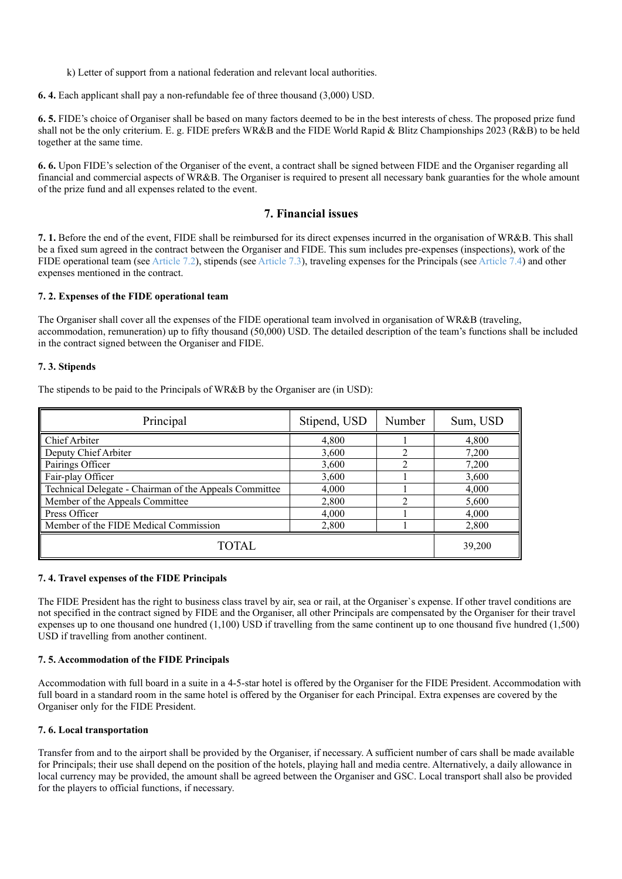k) Letter of support from a national federation and relevant local authorities.

**6. 4.** Each applicant shall pay a non-refundable fee of three thousand (3,000) USD.

**6. 5.** FIDE's choice of Organiser shall be based on many factors deemed to be in the best interests of chess. The proposed prize fund shall not be the only criterium. E. g. FIDE prefers WR&B and the FIDE World Rapid & Blitz Championships 2023 (R&B) to be held together at the same time.

**6. 6.** Upon FIDE's selection of the Organiser of the event, a contract shall be signed between FIDE and the Organiser regarding all financial and commercial aspects of WR&B. The Organiser is required to present all necessary bank guaranties for the whole amount of the prize fund and all expenses related to the event.

## 7. Financial issues

**7. 1.** Before the end of the event, FIDE shall be reimbursed for its direct expenses incurred in the organisation of WR&B. This shall be a fixed sum agreed in the contract between the Organiser and FIDE. This sum includes pre-expenses (inspections), work of the FIDE operational team (see Article 7.2), stipends (see Article 7.3), traveling expenses for the Principals (see Article 7.4) and other expenses mentioned in the contract.

#### 7. 2. Expenses of the FIDE operational team

The Organiser shall cover all the expenses of the FIDE operational team involved in organisation of WR&B (traveling, accommodation, remuneration) up to fifty thousand (50,000) USD. The detailed description of the team's functions shall be included in the contract signed between the Organiser and FIDE.

#### 7. 3. Stipends

The stipends to be paid to the Principals of WR&B by the Organiser are (in USD):

| Principal | Stipend, USD | Number | Sum, USD |
|---|---|---|---|
| Chief Arbiter | 4,800 | 1 | 4,800 |
| Deputy Chief Arbiter | 3,600 | 2 | 7,200 |
| Pairings Officer | 3,600 | 2 | 7,200 |
| Fair-play Officer | 3,600 | 1 | 3,600 |
| Technical Delegate - Chairman of the Appeals Committee | 4,000 | 1 | 4,000 |
| Member of the Appeals Committee | 2,800 | 2 | 5,600 |
| Press Officer | 4,000 | 1 | 4,000 |
| Member of the FIDE Medical Commission | 2,800 | 1 | 2,800 |
| TOTAL | | | 39,200 |

#### 7. 4. Travel expenses of the FIDE Principals

The FIDE President has the right to business class travel by air, sea or rail, at the Organiser`s expense. If other travel conditions are not specified in the contract signed by FIDE and the Organiser, all other Principals are compensated by the Organiser for their travel expenses up to one thousand one hundred (1,100) USD if travelling from the same continent up to one thousand five hundred (1,500) USD if travelling from another continent.

#### 7. 5. Accommodation of the FIDE Principals

Accommodation with full board in a suite in a 4-5-star hotel is offered by the Organiser for the FIDE President. Accommodation with full board in a standard room in the same hotel is offered by the Organiser for each Principal. Extra expenses are covered by the Organiser only for the FIDE President.

#### 7. 6. Local transportation

Transfer from and to the airport shall be provided by the Organiser, if necessary. A sufficient number of cars shall be made available for Principals; their use shall depend on the position of the hotels, playing hall and media centre. Alternatively, a daily allowance in local currency may be provided, the amount shall be agreed between the Organiser and GSC. Local transport shall also be provided for the players to official functions, if necessary.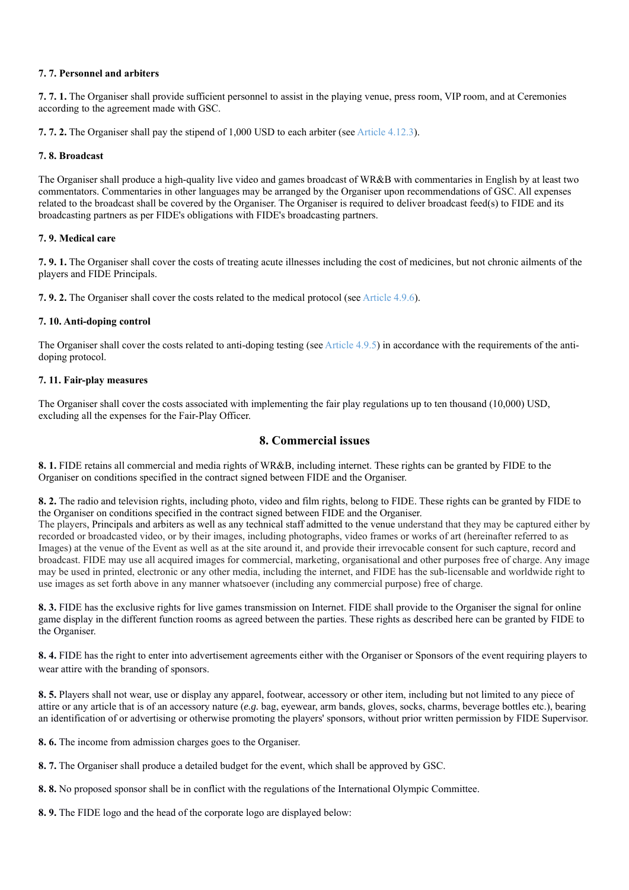**7. 7. Personnel and arbiters**

**7. 7. 1.** The Organiser shall provide sufficient personnel to assist in the playing venue, press room, VIP room, and at Ceremonies according to the agreement made with GSC.

**7. 7. 2.** The Organiser shall pay the stipend of 1,000 USD to each arbiter (see Article 4.12.3).

**7. 8. Broadcast**

The Organiser shall produce a high-quality live video and games broadcast of WR&B with commentaries in English by at least two commentators. Commentaries in other languages may be arranged by the Organiser upon recommendations of GSC. All expenses related to the broadcast shall be covered by the Organiser. The Organiser is required to deliver broadcast feed(s) to FIDE and its broadcasting partners as per FIDE's obligations with FIDE's broadcasting partners.

**7. 9. Medical care**

**7. 9. 1.** The Organiser shall cover the costs of treating acute illnesses including the cost of medicines, but not chronic ailments of the players and FIDE Principals.

**7. 9. 2.** The Organiser shall cover the costs related to the medical protocol (see Article 4.9.6).

**7. 10. Anti-doping control**

The Organiser shall cover the costs related to anti-doping testing (see Article 4.9.5) in accordance with the requirements of the anti-doping protocol.

**7. 11. Fair-play measures**

The Organiser shall cover the costs associated with implementing the fair play regulations up to ten thousand (10,000) USD, excluding all the expenses for the Fair-Play Officer.

## 8. Commercial issues

**8. 1.** FIDE retains all commercial and media rights of WR&B, including internet. These rights can be granted by FIDE to the Organiser on conditions specified in the contract signed between FIDE and the Organiser.

**8. 2.** The radio and television rights, including photo, video and film rights, belong to FIDE. These rights can be granted by FIDE to the Organiser on conditions specified in the contract signed between FIDE and the Organiser.
The players, Principals and arbiters as well as any technical staff admitted to the venue understand that they may be captured either by recorded or broadcasted video, or by their images, including photographs, video frames or works of art (hereinafter referred to as Images) at the venue of the Event as well as at the site around it, and provide their irrevocable consent for such capture, record and broadcast. FIDE may use all acquired images for commercial, marketing, organisational and other purposes free of charge. Any image may be used in printed, electronic or any other media, including the internet, and FIDE has the sub-licensable and worldwide right to use images as set forth above in any manner whatsoever (including any commercial purpose) free of charge.

**8. 3.** FIDE has the exclusive rights for live games transmission on Internet. FIDE shall provide to the Organiser the signal for online game display in the different function rooms as agreed between the parties. These rights as described here can be granted by FIDE to the Organiser.

**8. 4.** FIDE has the right to enter into advertisement agreements either with the Organiser or Sponsors of the event requiring players to wear attire with the branding of sponsors.

**8. 5.** Players shall not wear, use or display any apparel, footwear, accessory or other item, including but not limited to any piece of attire or any article that is of an accessory nature (*e.g.* bag, eyewear, arm bands, gloves, socks, charms, beverage bottles etc.), bearing an identification of or advertising or otherwise promoting the players' sponsors, without prior written permission by FIDE Supervisor.

**8. 6.** The income from admission charges goes to the Organiser.

**8. 7.** The Organiser shall produce a detailed budget for the event, which shall be approved by GSC.

**8. 8.** No proposed sponsor shall be in conflict with the regulations of the International Olympic Committee.

**8. 9.** The FIDE logo and the head of the corporate logo are displayed below: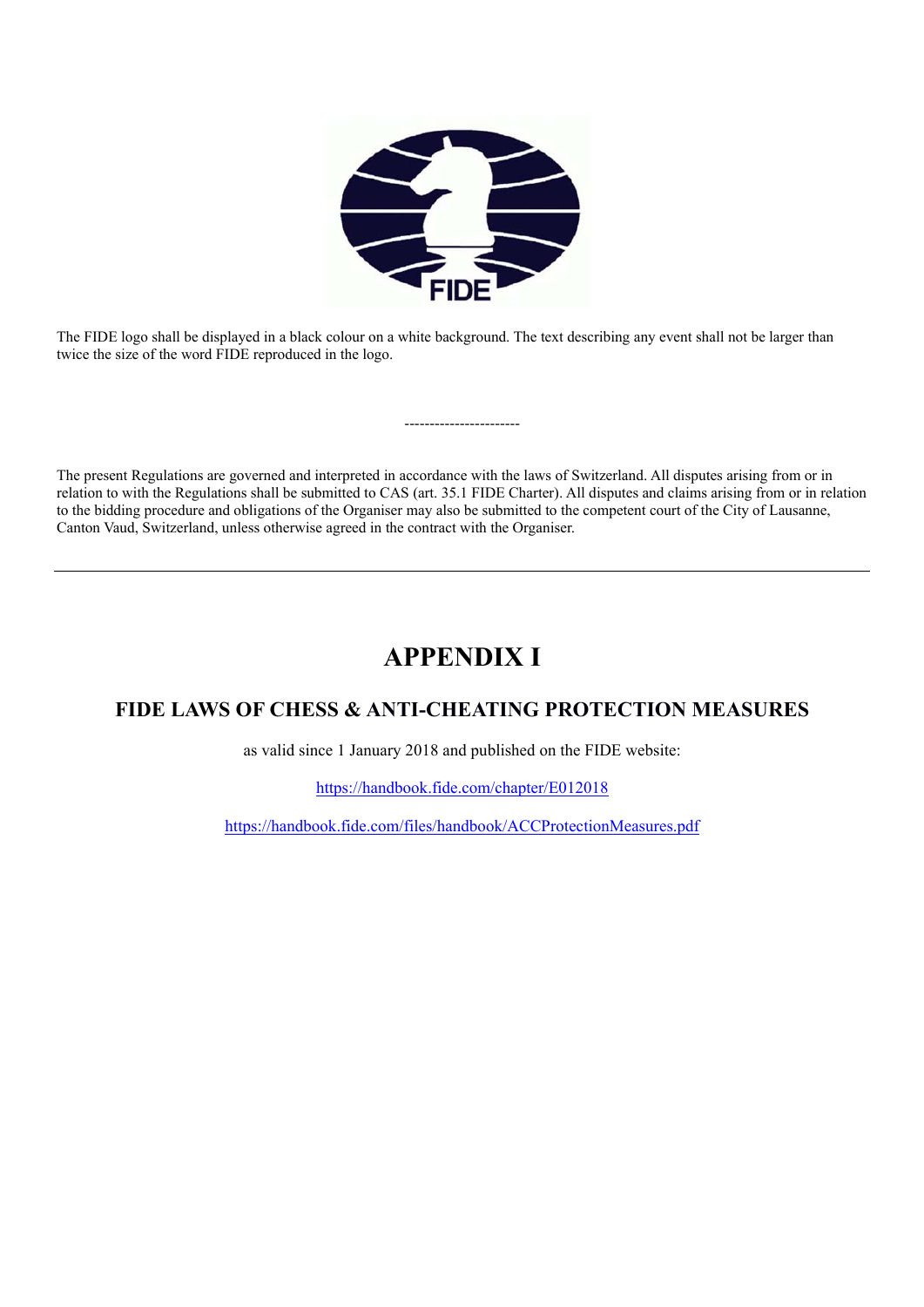The FIDE logo shall be displayed in a black colour on a white background. The text describing any event shall not be larger than twice the size of the word FIDE reproduced in the logo.

----------------------

The present Regulations are governed and interpreted in accordance with the laws of Switzerland. All disputes arising from or in relation to with the Regulations shall be submitted to CAS (art. 35.1 FIDE Charter). All disputes and claims arising from or in relation to the bidding procedure and obligations of the Organiser may also be submitted to the competent court of the City of Lausanne, Canton Vaud, Switzerland, unless otherwise agreed in the contract with the Organiser.

---

# APPENDIX I

## FIDE LAWS OF CHESS & ANTI-CHEATING PROTECTION MEASURES

as valid since 1 January 2018 and published on the FIDE website:

https://handbook.fide.com/chapter/E012018

https://handbook.fide.com/files/handbook/ACCProtectionMeasures.pdf